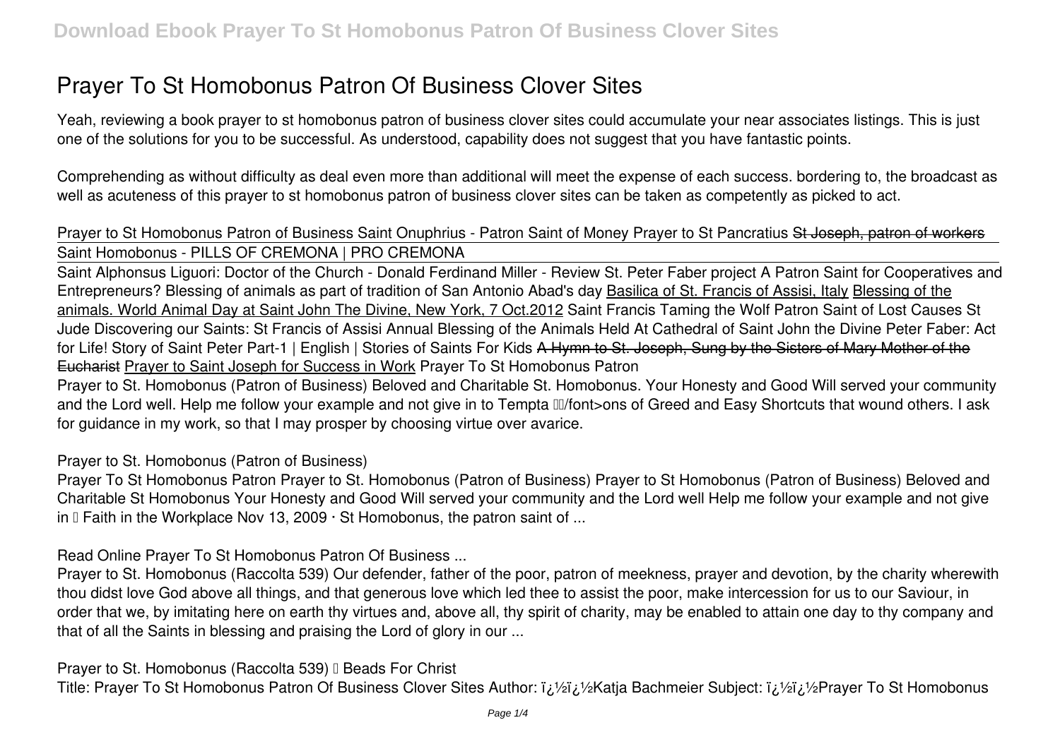# Prayer To St Homobonus Patron Of Business Clover Sites

Yeah, reviewing a book prayer to st homobonus patron of business clover sites could accumulate your near associates listings. This is just one of the solutions for you to be successful. As understood, capability does not suggest that you have fantastic points.

Comprehending as without difficulty as deal even more than additional will meet the expense of each success. bordering to, the broadcast as well as acuteness of this prayer to st homobonus patron of business clover sites can be taken as competently as picked to act.

Prayer to St Homobonus Patron of Business Saint Onuphrius - Patron Saint of Money Prayer to St Pancratius ~~St Joseph, patron of workers~~
Saint Homobonus - PILLS OF CREMONA | PRO CREMONA

Saint Alphonsus Liguori: Doctor of the Church - Donald Ferdinand Miller - Review St. Peter Faber project A Patron Saint for Cooperatives and Entrepreneurs? Blessing of animals as part of tradition of San Antonio Abad's day Basilica of St. Francis of Assisi, Italy Blessing of the animals. World Animal Day at Saint John The Divine, New York, 7 Oct.2012 Saint Francis Taming the Wolf Patron Saint of Lost Causes St Jude Discovering our Saints: St Francis of Assisi Annual Blessing of the Animals Held At Cathedral of Saint John the Divine Peter Faber: Act for Life! Story of Saint Peter Part-1 | English | Stories of Saints For Kids ~~A Hymn to St. Joseph, Sung by the Sisters of Mary Mother of the Eucharist~~ Prayer to Saint Joseph for Success in Work Prayer To St Homobonus Patron

Prayer to St. Homobonus (Patron of Business) Beloved and Charitable St. Homobonus. Your Honesty and Good Will served your community and the Lord well. Help me follow your example and not give in to Tempta /font>ons of Greed and Easy Shortcuts that wound others. I ask for guidance in my work, so that I may prosper by choosing virtue over avarice.

Prayer to St. Homobonus (Patron of Business)

Prayer To St Homobonus Patron Prayer to St. Homobonus (Patron of Business) Prayer to St Homobonus (Patron of Business) Beloved and Charitable St Homobonus Your Honesty and Good Will served your community and the Lord well Help me follow your example and not give in … Faith in the Workplace Nov 13, 2009 · St Homobonus, the patron saint of ...

Read Online Prayer To St Homobonus Patron Of Business ...

Prayer to St. Homobonus (Raccolta 539) Our defender, father of the poor, patron of meekness, prayer and devotion, by the charity wherewith thou didst love God above all things, and that generous love which led thee to assist the poor, make intercession for us to our Saviour, in order that we, by imitating here on earth thy virtues and, above all, thy spirit of charity, may be enabled to attain one day to thy company and that of all the Saints in blessing and praising the Lord of glory in our ...

Prayer to St. Homobonus (Raccolta 539) – Beads For Christ

Title: Prayer To St Homobonus Patron Of Business Clover Sites Author: ï¿½ï¿½Katja Bachmeier Subject: ï¿½ï¿½Prayer To St Homobonus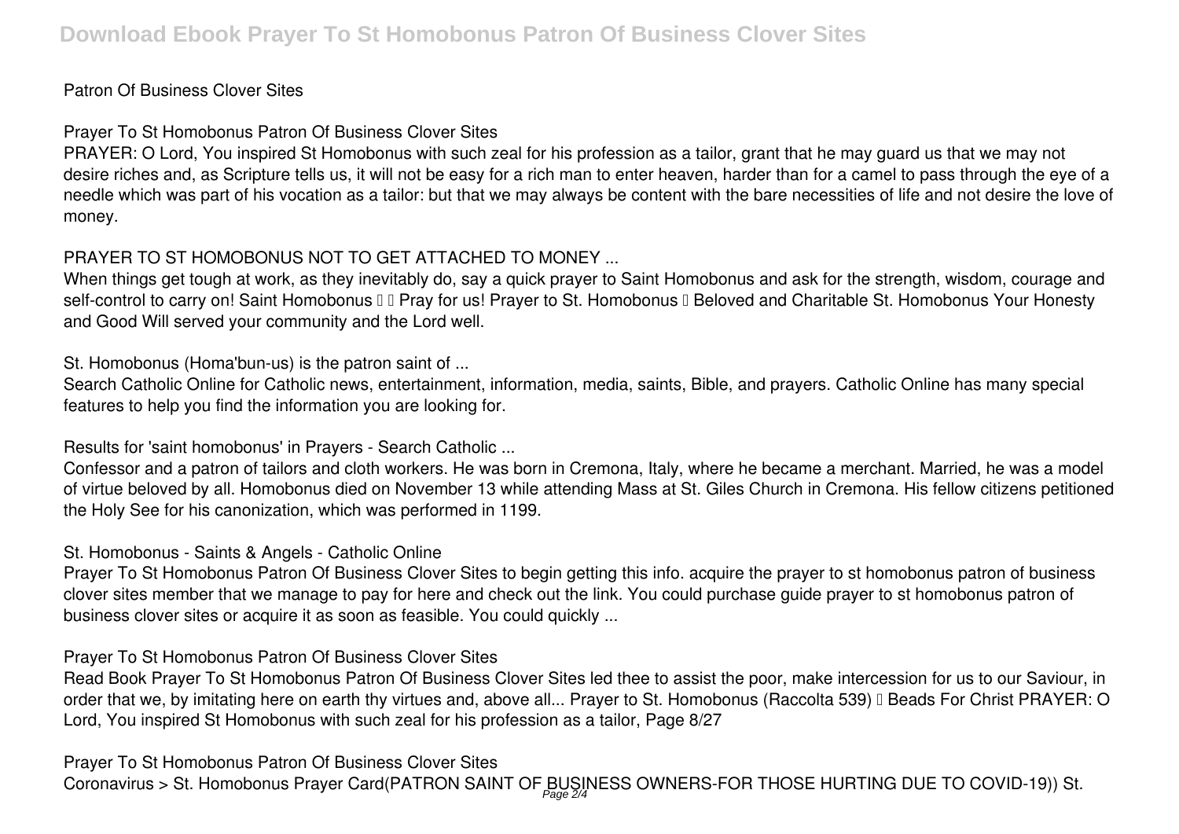Patron Of Business Clover Sites

**Prayer To St Homobonus Patron Of Business Clover Sites**

PRAYER: O Lord, You inspired St Homobonus with such zeal for his profession as a tailor, grant that he may guard us that we may not desire riches and, as Scripture tells us, it will not be easy for a rich man to enter heaven, harder than for a camel to pass through the eye of a needle which was part of his vocation as a tailor: but that we may always be content with the bare necessities of life and not desire the love of money.

**PRAYER TO ST HOMOBONUS NOT TO GET ATTACHED TO MONEY ...**

When things get tough at work, as they inevitably do, say a quick prayer to Saint Homobonus and ask for the strength, wisdom, courage and self-control to carry on! Saint Homobonus   Pray for us! Prayer to St. Homobonus  Beloved and Charitable St. Homobonus Your Honesty and Good Will served your community and the Lord well.

**St. Homobonus (Homa'bun-us) is the patron saint of ...**

Search Catholic Online for Catholic news, entertainment, information, media, saints, Bible, and prayers. Catholic Online has many special features to help you find the information you are looking for.

**Results for 'saint homobonus' in Prayers - Search Catholic ...**

Confessor and a patron of tailors and cloth workers. He was born in Cremona, Italy, where he became a merchant. Married, he was a model of virtue beloved by all. Homobonus died on November 13 while attending Mass at St. Giles Church in Cremona. His fellow citizens petitioned the Holy See for his canonization, which was performed in 1199.

**St. Homobonus - Saints & Angels - Catholic Online**

Prayer To St Homobonus Patron Of Business Clover Sites to begin getting this info. acquire the prayer to st homobonus patron of business clover sites member that we manage to pay for here and check out the link. You could purchase guide prayer to st homobonus patron of business clover sites or acquire it as soon as feasible. You could quickly ...

**Prayer To St Homobonus Patron Of Business Clover Sites**

Read Book Prayer To St Homobonus Patron Of Business Clover Sites led thee to assist the poor, make intercession for us to our Saviour, in order that we, by imitating here on earth thy virtues and, above all... Prayer to St. Homobonus (Raccolta 539)  Beads For Christ PRAYER: O Lord, You inspired St Homobonus with such zeal for his profession as a tailor, Page 8/27

**Prayer To St Homobonus Patron Of Business Clover Sites**

Coronavirus > St. Homobonus Prayer Card(PATRON SAINT OF BUSINESS OWNERS-FOR THOSE HURTING DUE TO COVID-19)) St.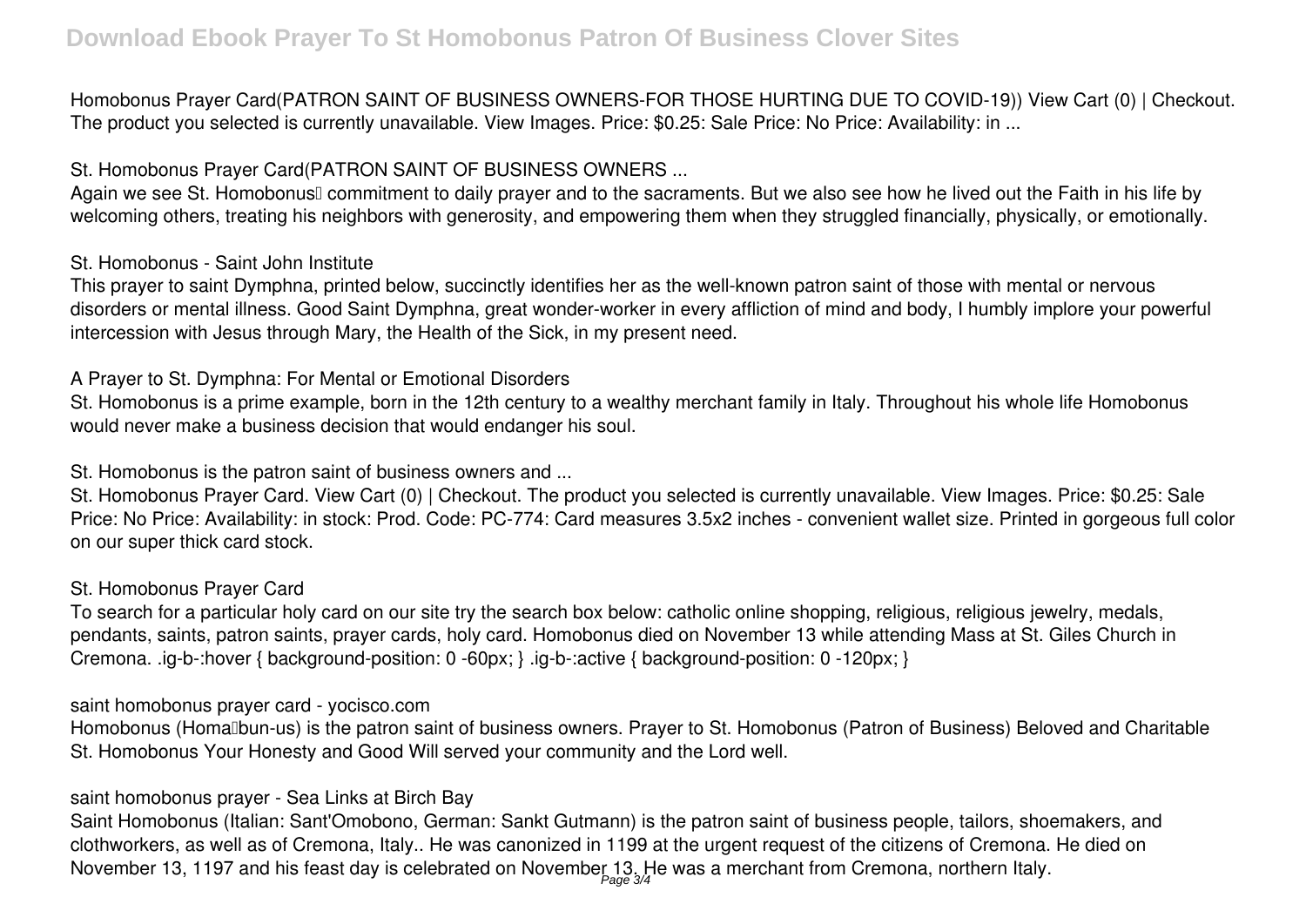Homobonus Prayer Card(PATRON SAINT OF BUSINESS OWNERS-FOR THOSE HURTING DUE TO COVID-19)) View Cart (0) | Checkout. The product you selected is currently unavailable. View Images. Price: $0.25: Sale Price: No Price: Availability: in ...

**St. Homobonus Prayer Card(PATRON SAINT OF BUSINESS OWNERS ...**

Again we see St. Homobonus' commitment to daily prayer and to the sacraments. But we also see how he lived out the Faith in his life by welcoming others, treating his neighbors with generosity, and empowering them when they struggled financially, physically, or emotionally.

**St. Homobonus - Saint John Institute**

This prayer to saint Dymphna, printed below, succinctly identifies her as the well-known patron saint of those with mental or nervous disorders or mental illness. Good Saint Dymphna, great wonder-worker in every affliction of mind and body, I humbly implore your powerful intercession with Jesus through Mary, the Health of the Sick, in my present need.

**A Prayer to St. Dymphna: For Mental or Emotional Disorders**

St. Homobonus is a prime example, born in the 12th century to a wealthy merchant family in Italy. Throughout his whole life Homobonus would never make a business decision that would endanger his soul.

**St. Homobonus is the patron saint of business owners and ...**

St. Homobonus Prayer Card. View Cart (0) | Checkout. The product you selected is currently unavailable. View Images. Price: $0.25: Sale Price: No Price: Availability: in stock: Prod. Code: PC-774: Card measures 3.5x2 inches - convenient wallet size. Printed in gorgeous full color on our super thick card stock.

**St. Homobonus Prayer Card**

To search for a particular holy card on our site try the search box below: catholic online shopping, religious, religious jewelry, medals, pendants, saints, patron saints, prayer cards, holy card. Homobonus died on November 13 while attending Mass at St. Giles Church in Cremona. .ig-b-:hover { background-position: 0 -60px; } .ig-b-:active { background-position: 0 -120px; }

**saint homobonus prayer card - yocisco.com**

Homobonus (Homa-bun-us) is the patron saint of business owners. Prayer to St. Homobonus (Patron of Business) Beloved and Charitable St. Homobonus Your Honesty and Good Will served your community and the Lord well.

**saint homobonus prayer - Sea Links at Birch Bay**

Saint Homobonus (Italian: Sant'Omobono, German: Sankt Gutmann) is the patron saint of business people, tailors, shoemakers, and clothworkers, as well as of Cremona, Italy.. He was canonized in 1199 at the urgent request of the citizens of Cremona. He died on November 13, 1197 and his feast day is celebrated on November 13. He was a merchant from Cremona, northern Italy.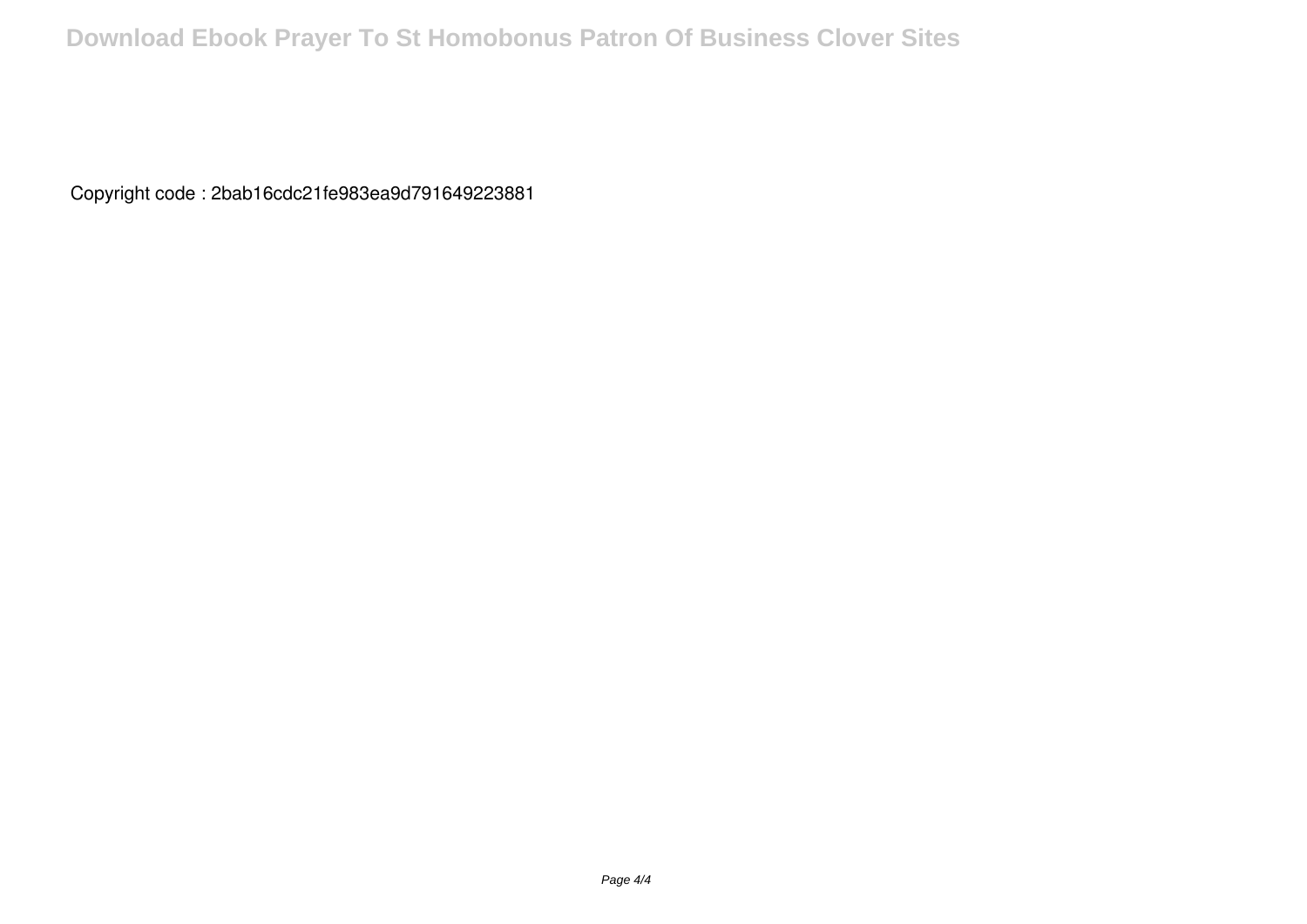Copyright code : 2bab16cdc21fe983ea9d791649223881